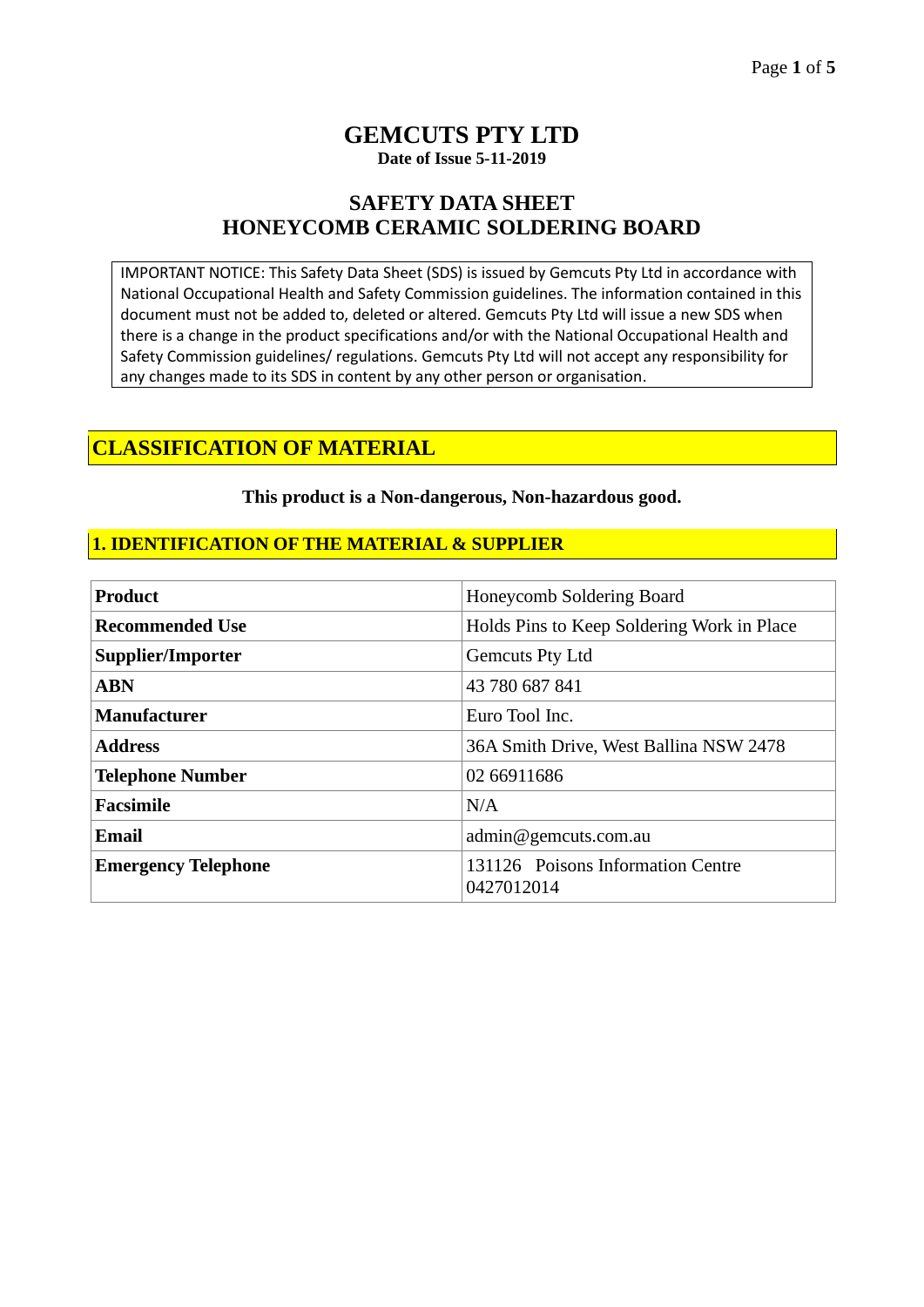# GEMCUTS PTY LTD

**Date of Issue 5-11-2019**

## SAFETY DATA SHEET
## HONEYCOMB CERAMIC SOLDERING BOARD

IMPORTANT NOTICE: This Safety Data Sheet (SDS) is issued by Gemcuts Pty Ltd in accordance with National Occupational Health and Safety Commission guidelines. The information contained in this document must not be added to, deleted or altered. Gemcuts Pty Ltd will issue a new SDS when there is a change in the product specifications and/or with the National Occupational Health and Safety Commission guidelines/ regulations. Gemcuts Pty Ltd will not accept any responsibility for any changes made to its SDS in content by any other person or organisation.

## CLASSIFICATION OF MATERIAL

**This product is a Non-dangerous, Non-hazardous good.**

### 1. IDENTIFICATION OF THE MATERIAL & SUPPLIER

| | |
|---|---|
| **Product** | Honeycomb Soldering Board |
| **Recommended Use** | Holds Pins to Keep Soldering Work in Place |
| **Supplier/Importer** | Gemcuts Pty Ltd |
| **ABN** | 43 780 687 841 |
| **Manufacturer** | Euro Tool Inc. |
| **Address** | 36A Smith Drive, West Ballina NSW 2478 |
| **Telephone Number** | 02 66911686 |
| **Facsimile** | N/A |
| **Email** | admin@gemcuts.com.au |
| **Emergency Telephone** | 131126 Poisons Information Centre 0427012014 |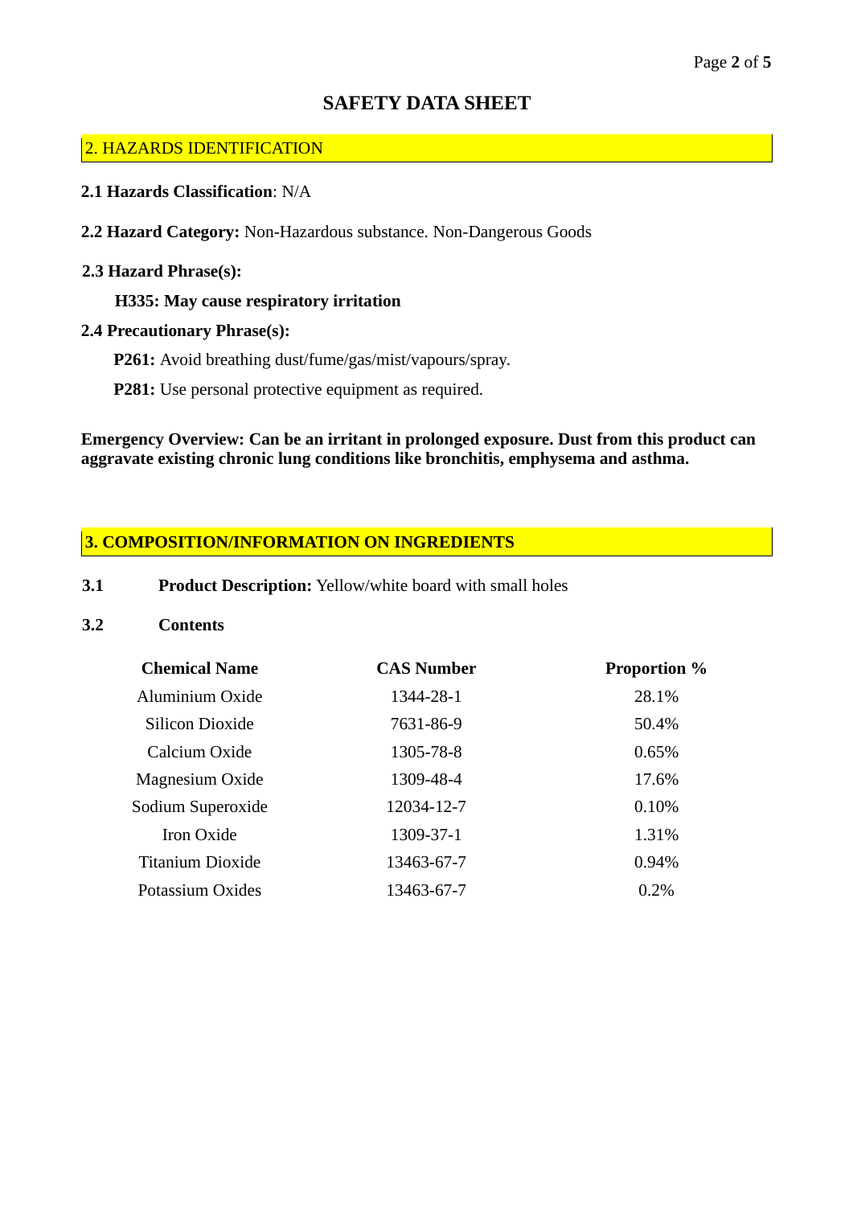# SAFETY DATA SHEET

## 2. HAZARDS IDENTIFICATION

**2.1 Hazards Classification**: N/A

**2.2 Hazard Category:** Non-Hazardous substance. Non-Dangerous Goods

**2.3 Hazard Phrase(s):**

**H335: May cause respiratory irritation**

**2.4 Precautionary Phrase(s):**

**P261:** Avoid breathing dust/fume/gas/mist/vapours/spray.

**P281:** Use personal protective equipment as required.

**Emergency Overview: Can be an irritant in prolonged exposure. Dust from this product can aggravate existing chronic lung conditions like bronchitis, emphysema and asthma.**

## 3. COMPOSITION/INFORMATION ON INGREDIENTS

**3.1** **Product Description:** Yellow/white board with small holes

**3.2** **Contents**

| Chemical Name | CAS Number | Proportion % |
|---|---|---|
| Aluminium Oxide | 1344-28-1 | 28.1% |
| Silicon Dioxide | 7631-86-9 | 50.4% |
| Calcium Oxide | 1305-78-8 | 0.65% |
| Magnesium Oxide | 1309-48-4 | 17.6% |
| Sodium Superoxide | 12034-12-7 | 0.10% |
| Iron Oxide | 1309-37-1 | 1.31% |
| Titanium Dioxide | 13463-67-7 | 0.94% |
| Potassium Oxides | 13463-67-7 | 0.2% |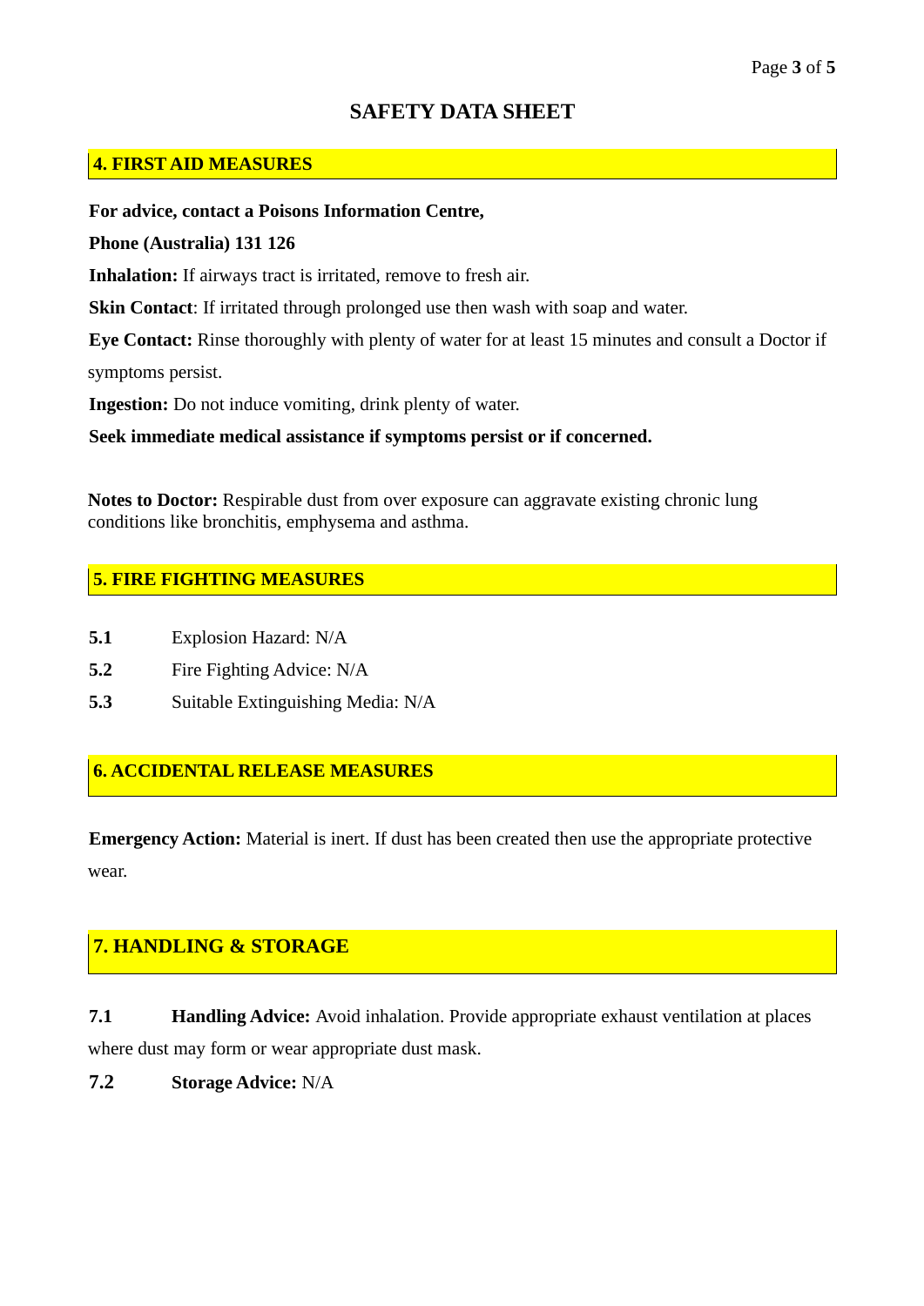# SAFETY DATA SHEET

## 4. FIRST AID MEASURES

**For advice, contact a Poisons Information Centre,**

**Phone (Australia) 131 126**

**Inhalation:** If airways tract is irritated, remove to fresh air.

**Skin Contact**: If irritated through prolonged use then wash with soap and water.

**Eye Contact:** Rinse thoroughly with plenty of water for at least 15 minutes and consult a Doctor if symptoms persist.

**Ingestion:** Do not induce vomiting, drink plenty of water.

**Seek immediate medical assistance if symptoms persist or if concerned.**

**Notes to Doctor:** Respirable dust from over exposure can aggravate existing chronic lung conditions like bronchitis, emphysema and asthma.

## 5. FIRE FIGHTING MEASURES

**5.1** Explosion Hazard: N/A

**5.2** Fire Fighting Advice: N/A

**5.3** Suitable Extinguishing Media: N/A

## 6. ACCIDENTAL RELEASE MEASURES

**Emergency Action:** Material is inert. If dust has been created then use the appropriate protective wear.

## 7. HANDLING & STORAGE

**7.1** **Handling Advice:** Avoid inhalation. Provide appropriate exhaust ventilation at places where dust may form or wear appropriate dust mask.

**7.2** **Storage Advice:** N/A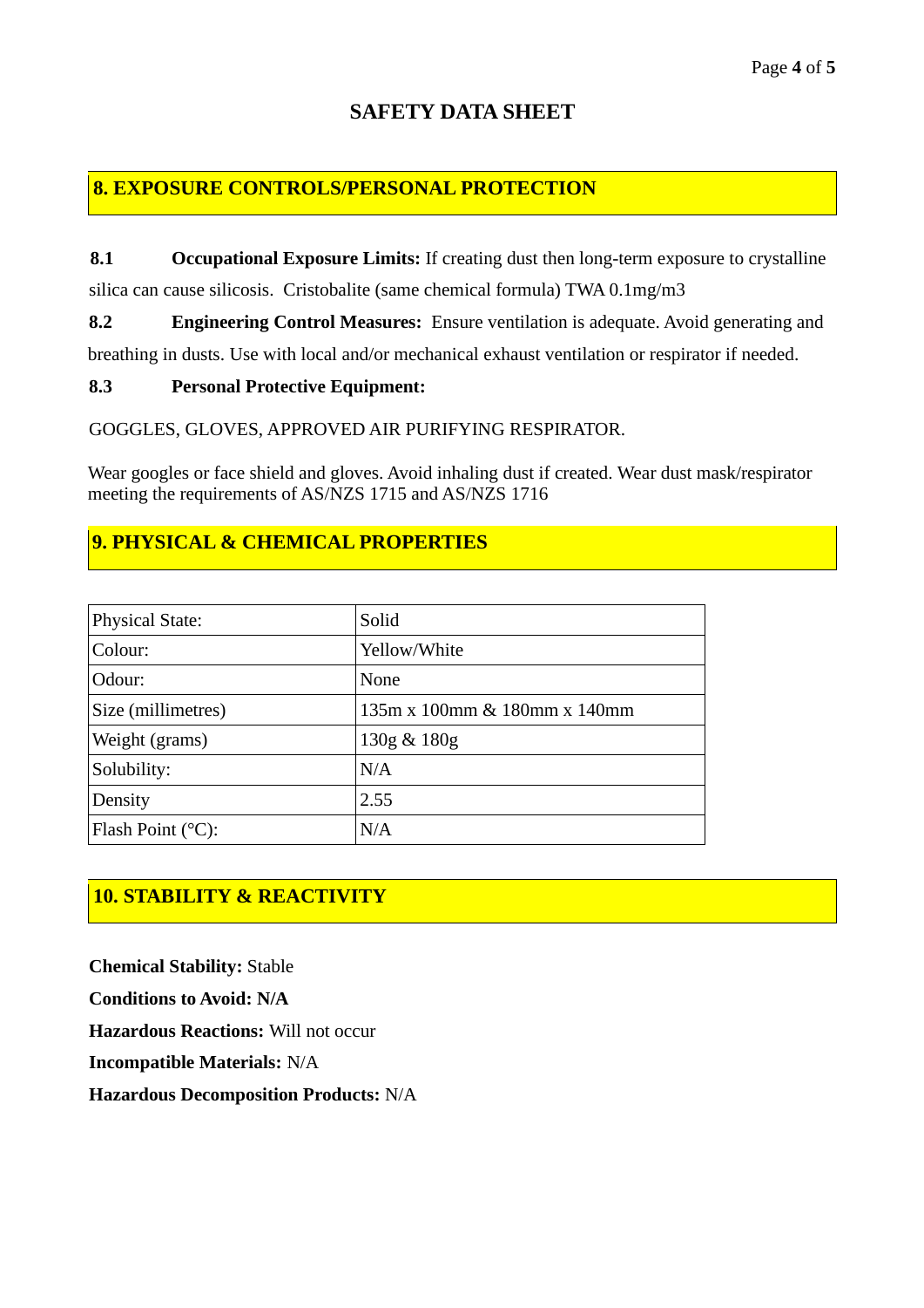# SAFETY DATA SHEET

## 8. EXPOSURE CONTROLS/PERSONAL PROTECTION

**8.1 Occupational Exposure Limits:** If creating dust then long-term exposure to crystalline silica can cause silicosis. Cristobalite (same chemical formula) TWA 0.1mg/m3

**8.2 Engineering Control Measures:** Ensure ventilation is adequate. Avoid generating and breathing in dusts. Use with local and/or mechanical exhaust ventilation or respirator if needed.

**8.3 Personal Protective Equipment:**

GOGGLES, GLOVES, APPROVED AIR PURIFYING RESPIRATOR.

Wear googles or face shield and gloves. Avoid inhaling dust if created. Wear dust mask/respirator meeting the requirements of AS/NZS 1715 and AS/NZS 1716

## 9. PHYSICAL & CHEMICAL PROPERTIES

| Physical State: | Solid |
|---|---|
| Colour: | Yellow/White |
| Odour: | None |
| Size (millimetres) | 135m x 100mm & 180mm x 140mm |
| Weight (grams) | 130g & 180g |
| Solubility: | N/A |
| Density | 2.55 |
| Flash Point (°C): | N/A |

## 10. STABILITY & REACTIVITY

**Chemical Stability:** Stable

**Conditions to Avoid: N/A**

**Hazardous Reactions:** Will not occur

**Incompatible Materials:** N/A

**Hazardous Decomposition Products:** N/A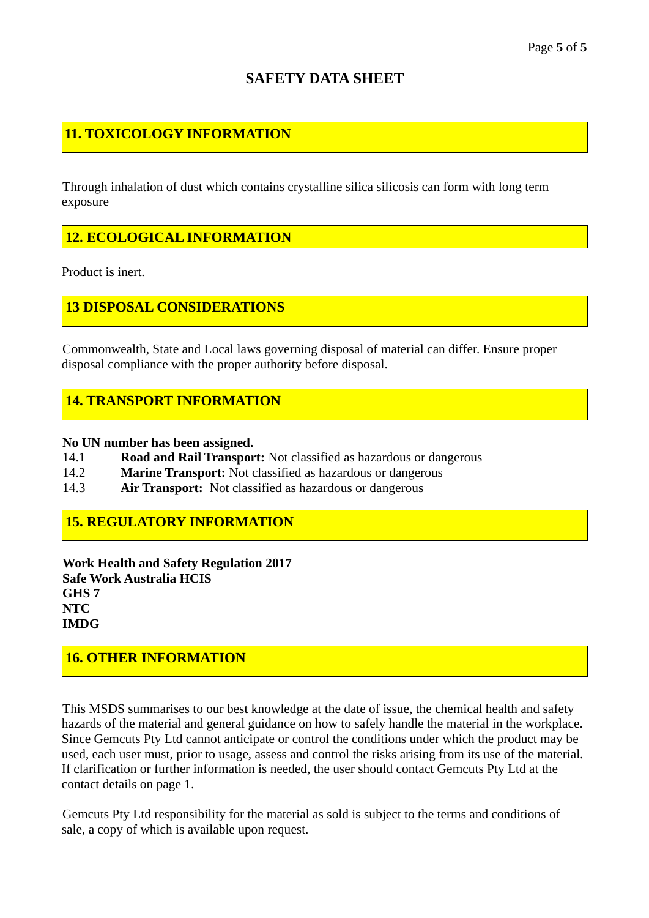# SAFETY DATA SHEET

## 11. TOXICOLOGY INFORMATION

Through inhalation of dust which contains crystalline silica silicosis can form with long term exposure

## 12. ECOLOGICAL INFORMATION

Product is inert.

## 13 DISPOSAL CONSIDERATIONS

Commonwealth, State and Local laws governing disposal of material can differ. Ensure proper disposal compliance with the proper authority before disposal.

## 14. TRANSPORT INFORMATION

**No UN number has been assigned.**

14.1 **Road and Rail Transport:** Not classified as hazardous or dangerous
14.2 **Marine Transport:** Not classified as hazardous or dangerous
14.3 **Air Transport:** Not classified as hazardous or dangerous

## 15. REGULATORY INFORMATION

**Work Health and Safety Regulation 2017**
**Safe Work Australia HCIS**
**GHS 7**
**NTC**
**IMDG**

## 16. OTHER INFORMATION

This MSDS summarises to our best knowledge at the date of issue, the chemical health and safety hazards of the material and general guidance on how to safely handle the material in the workplace. Since Gemcuts Pty Ltd cannot anticipate or control the conditions under which the product may be used, each user must, prior to usage, assess and control the risks arising from its use of the material. If clarification or further information is needed, the user should contact Gemcuts Pty Ltd at the contact details on page 1.

Gemcuts Pty Ltd responsibility for the material as sold is subject to the terms and conditions of sale, a copy of which is available upon request.